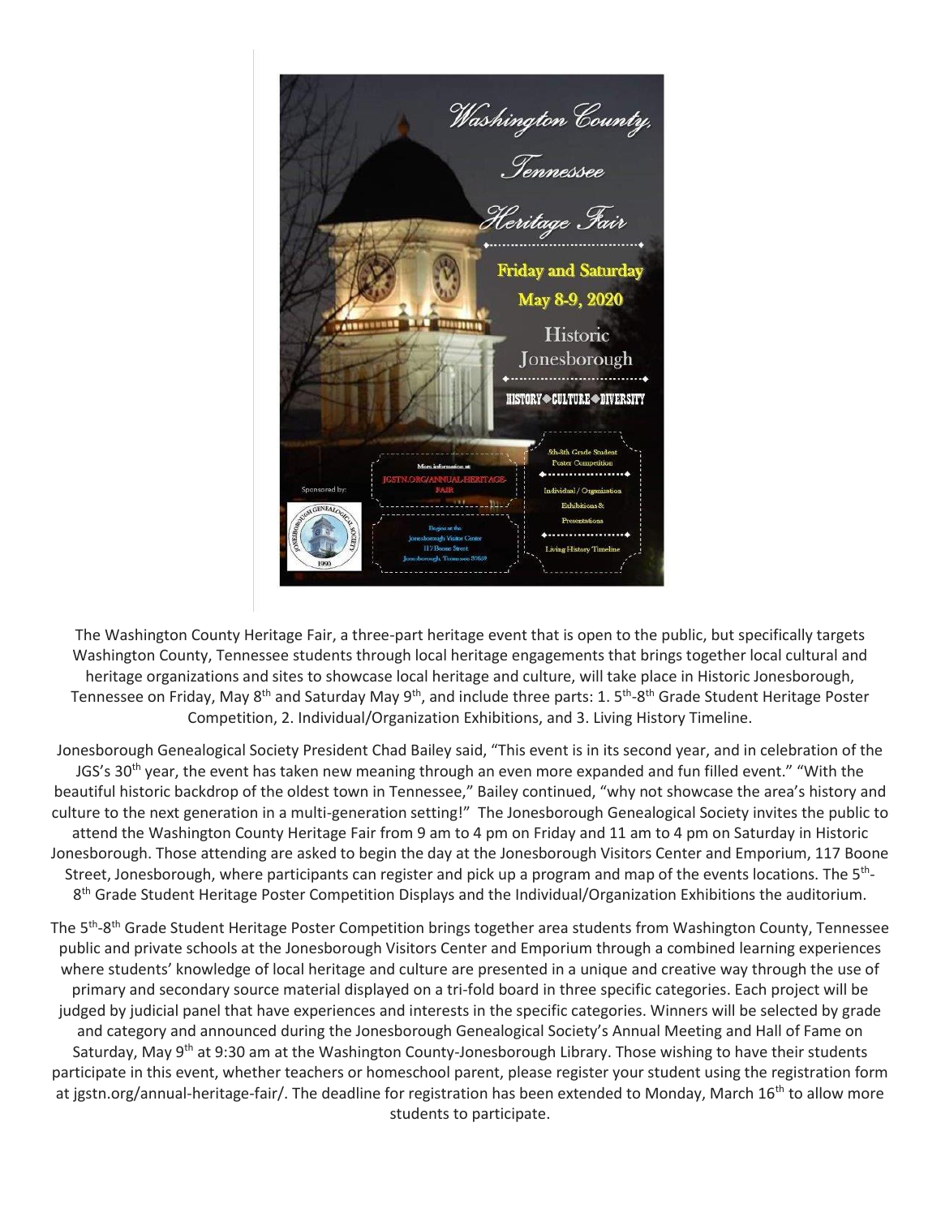Washington County, Tennessee Heritage Fair

Friday and Saturday May 8-9, 2020

Historic Jonesborough

HISTORY◆CULTURE◆DIVERSITY

More information at: JGSTN.ORG/ANNUAL-HERITAGE-FAIR

Begins at the Jonesborough Visitor Center 117 Boone Street Jonesborough, Tennessee 37659

5th-8th Grade Student Poster Competition

Individual / Organization Exhibitions & Presentations

Living History Timeline

Sponsored by: Jonesborough Genealogical Society 1990

The Washington County Heritage Fair, a three-part heritage event that is open to the public, but specifically targets Washington County, Tennessee students through local heritage engagements that brings together local cultural and heritage organizations and sites to showcase local heritage and culture, will take place in Historic Jonesborough, Tennessee on Friday, May 8th and Saturday May 9th, and include three parts: 1. 5th-8th Grade Student Heritage Poster Competition, 2. Individual/Organization Exhibitions, and 3. Living History Timeline.

Jonesborough Genealogical Society President Chad Bailey said, "This event is in its second year, and in celebration of the JGS's 30th year, the event has taken new meaning through an even more expanded and fun filled event." "With the beautiful historic backdrop of the oldest town in Tennessee," Bailey continued, "why not showcase the area's history and culture to the next generation in a multi-generation setting!" The Jonesborough Genealogical Society invites the public to attend the Washington County Heritage Fair from 9 am to 4 pm on Friday and 11 am to 4 pm on Saturday in Historic Jonesborough. Those attending are asked to begin the day at the Jonesborough Visitors Center and Emporium, 117 Boone Street, Jonesborough, where participants can register and pick up a program and map of the events locations. The 5th-8th Grade Student Heritage Poster Competition Displays and the Individual/Organization Exhibitions the auditorium.

The 5th-8th Grade Student Heritage Poster Competition brings together area students from Washington County, Tennessee public and private schools at the Jonesborough Visitors Center and Emporium through a combined learning experiences where students' knowledge of local heritage and culture are presented in a unique and creative way through the use of primary and secondary source material displayed on a tri-fold board in three specific categories. Each project will be judged by judicial panel that have experiences and interests in the specific categories. Winners will be selected by grade and category and announced during the Jonesborough Genealogical Society's Annual Meeting and Hall of Fame on Saturday, May 9th at 9:30 am at the Washington County-Jonesborough Library. Those wishing to have their students participate in this event, whether teachers or homeschool parent, please register your student using the registration form at jgstn.org/annual-heritage-fair/. The deadline for registration has been extended to Monday, March 16th to allow more students to participate.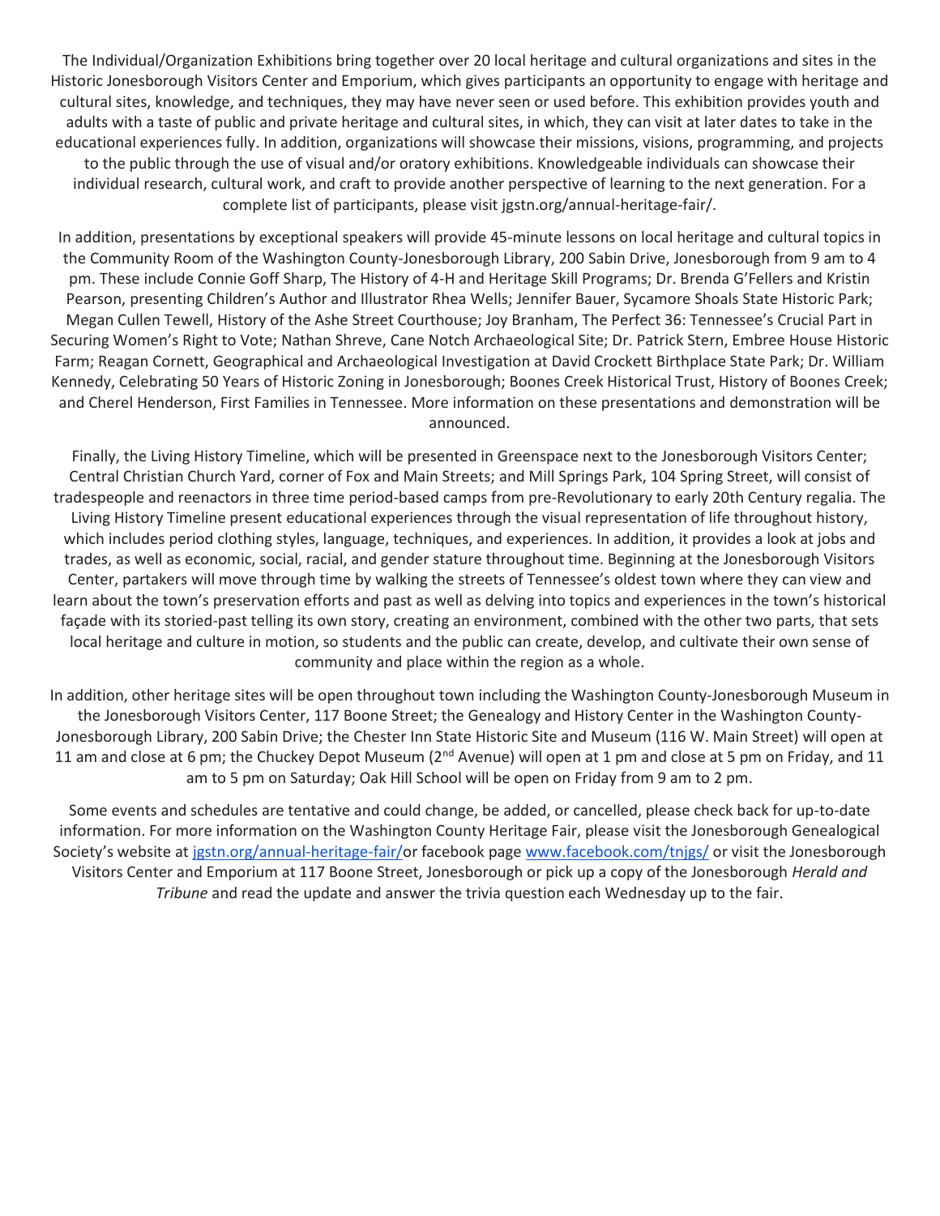The Individual/Organization Exhibitions bring together over 20 local heritage and cultural organizations and sites in the Historic Jonesborough Visitors Center and Emporium, which gives participants an opportunity to engage with heritage and cultural sites, knowledge, and techniques, they may have never seen or used before. This exhibition provides youth and adults with a taste of public and private heritage and cultural sites, in which, they can visit at later dates to take in the educational experiences fully. In addition, organizations will showcase their missions, visions, programming, and projects to the public through the use of visual and/or oratory exhibitions. Knowledgeable individuals can showcase their individual research, cultural work, and craft to provide another perspective of learning to the next generation. For a complete list of participants, please visit jgstn.org/annual-heritage-fair/.

In addition, presentations by exceptional speakers will provide 45-minute lessons on local heritage and cultural topics in the Community Room of the Washington County-Jonesborough Library, 200 Sabin Drive, Jonesborough from 9 am to 4 pm. These include Connie Goff Sharp, The History of 4-H and Heritage Skill Programs; Dr. Brenda G'Fellers and Kristin Pearson, presenting Children's Author and Illustrator Rhea Wells; Jennifer Bauer, Sycamore Shoals State Historic Park; Megan Cullen Tewell, History of the Ashe Street Courthouse; Joy Branham, The Perfect 36: Tennessee's Crucial Part in Securing Women's Right to Vote; Nathan Shreve, Cane Notch Archaeological Site; Dr. Patrick Stern, Embree House Historic Farm; Reagan Cornett, Geographical and Archaeological Investigation at David Crockett Birthplace State Park; Dr. William Kennedy, Celebrating 50 Years of Historic Zoning in Jonesborough; Boones Creek Historical Trust, History of Boones Creek; and Cherel Henderson, First Families in Tennessee. More information on these presentations and demonstration will be announced.

Finally, the Living History Timeline, which will be presented in Greenspace next to the Jonesborough Visitors Center; Central Christian Church Yard, corner of Fox and Main Streets; and Mill Springs Park, 104 Spring Street, will consist of tradespeople and reenactors in three time period-based camps from pre-Revolutionary to early 20th Century regalia. The Living History Timeline present educational experiences through the visual representation of life throughout history, which includes period clothing styles, language, techniques, and experiences. In addition, it provides a look at jobs and trades, as well as economic, social, racial, and gender stature throughout time. Beginning at the Jonesborough Visitors Center, partakers will move through time by walking the streets of Tennessee's oldest town where they can view and learn about the town's preservation efforts and past as well as delving into topics and experiences in the town's historical façade with its storied-past telling its own story, creating an environment, combined with the other two parts, that sets local heritage and culture in motion, so students and the public can create, develop, and cultivate their own sense of community and place within the region as a whole.

In addition, other heritage sites will be open throughout town including the Washington County-Jonesborough Museum in the Jonesborough Visitors Center, 117 Boone Street; the Genealogy and History Center in the Washington County-Jonesborough Library, 200 Sabin Drive; the Chester Inn State Historic Site and Museum (116 W. Main Street) will open at 11 am and close at 6 pm; the Chuckey Depot Museum (2nd Avenue) will open at 1 pm and close at 5 pm on Friday, and 11 am to 5 pm on Saturday; Oak Hill School will be open on Friday from 9 am to 2 pm.

Some events and schedules are tentative and could change, be added, or cancelled, please check back for up-to-date information. For more information on the Washington County Heritage Fair, please visit the Jonesborough Genealogical Society's website at [jgstn.org/annual-heritage-fair/](jgstn.org/annual-heritage-fair/)or facebook page [www.facebook.com/tnjgs/](www.facebook.com/tnjgs/) or visit the Jonesborough Visitors Center and Emporium at 117 Boone Street, Jonesborough or pick up a copy of the Jonesborough *Herald and Tribune* and read the update and answer the trivia question each Wednesday up to the fair.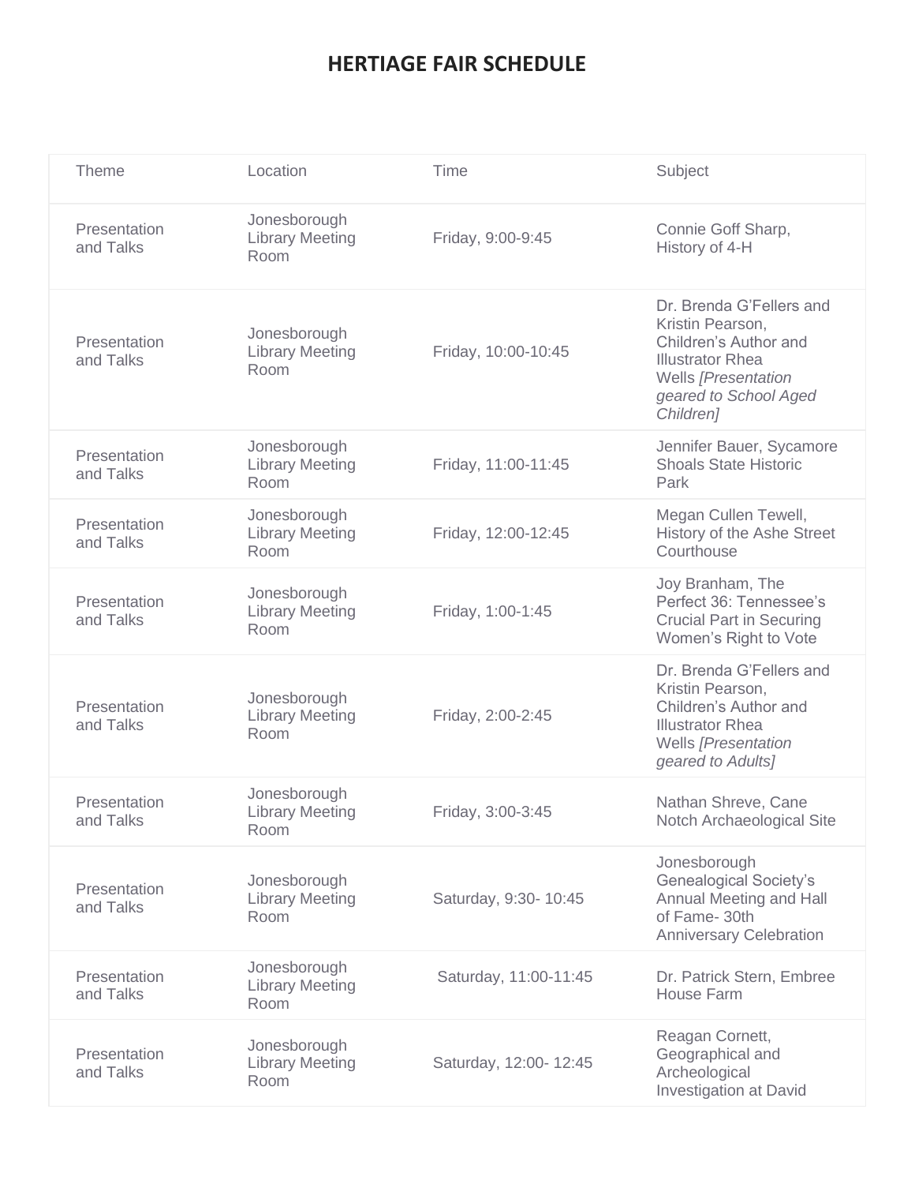# HERTIAGE FAIR SCHEDULE

| Theme | Location | Time | Subject |
|---|---|---|---|
| Presentation and Talks | Jonesborough Library Meeting Room | Friday, 9:00-9:45 | Connie Goff Sharp, History of 4-H |
| Presentation and Talks | Jonesborough Library Meeting Room | Friday, 10:00-10:45 | Dr. Brenda G'Fellers and Kristin Pearson, Children's Author and Illustrator Rhea Wells *[Presentation geared to School Aged Children]* |
| Presentation and Talks | Jonesborough Library Meeting Room | Friday, 11:00-11:45 | Jennifer Bauer, Sycamore Shoals State Historic Park |
| Presentation and Talks | Jonesborough Library Meeting Room | Friday, 12:00-12:45 | Megan Cullen Tewell, History of the Ashe Street Courthouse |
| Presentation and Talks | Jonesborough Library Meeting Room | Friday, 1:00-1:45 | Joy Branham, The Perfect 36: Tennessee's Crucial Part in Securing Women's Right to Vote |
| Presentation and Talks | Jonesborough Library Meeting Room | Friday, 2:00-2:45 | Dr. Brenda G'Fellers and Kristin Pearson, Children's Author and Illustrator Rhea Wells *[Presentation geared to Adults]* |
| Presentation and Talks | Jonesborough Library Meeting Room | Friday, 3:00-3:45 | Nathan Shreve, Cane Notch Archaeological Site |
| Presentation and Talks | Jonesborough Library Meeting Room | Saturday, 9:30- 10:45 | Jonesborough Genealogical Society's Annual Meeting and Hall of Fame- 30th Anniversary Celebration |
| Presentation and Talks | Jonesborough Library Meeting Room | Saturday, 11:00-11:45 | Dr. Patrick Stern, Embree House Farm |
| Presentation and Talks | Jonesborough Library Meeting Room | Saturday, 12:00- 12:45 | Reagan Cornett, Geographical and Archeological Investigation at David |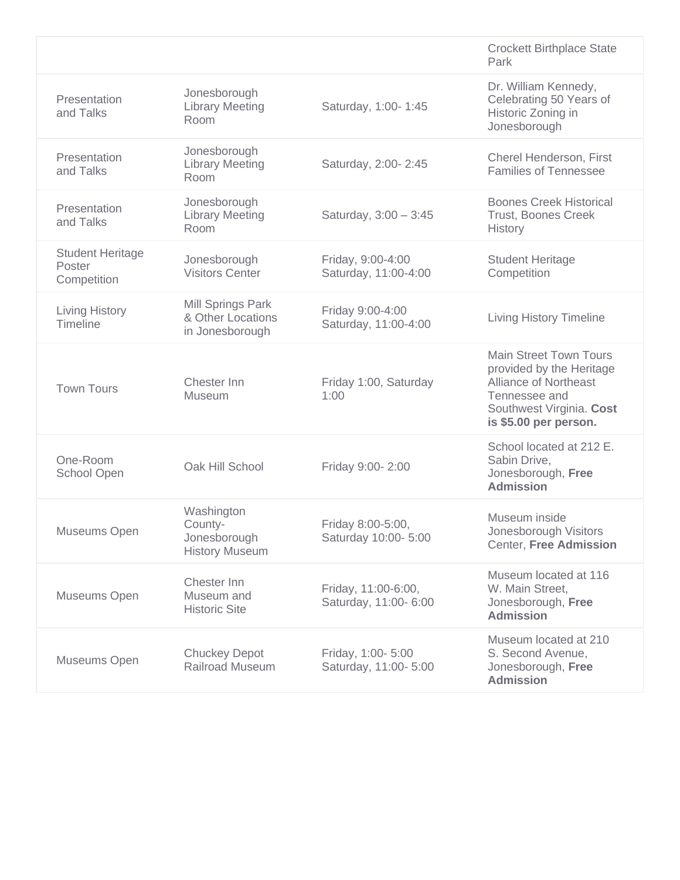| | | | |
|---|---|---|---|
| | | | Crockett Birthplace State Park |
| Presentation and Talks | Jonesborough Library Meeting Room | Saturday, 1:00- 1:45 | Dr. William Kennedy, Celebrating 50 Years of Historic Zoning in Jonesborough |
| Presentation and Talks | Jonesborough Library Meeting Room | Saturday, 2:00- 2:45 | Cherel Henderson, First Families of Tennessee |
| Presentation and Talks | Jonesborough Library Meeting Room | Saturday, 3:00 – 3:45 | Boones Creek Historical Trust, Boones Creek History |
| Student Heritage Poster Competition | Jonesborough Visitors Center | Friday, 9:00-4:00 Saturday, 11:00-4:00 | Student Heritage Competition |
| Living History Timeline | Mill Springs Park & Other Locations in Jonesborough | Friday 9:00-4:00 Saturday, 11:00-4:00 | Living History Timeline |
| Town Tours | Chester Inn Museum | Friday 1:00, Saturday 1:00 | Main Street Town Tours provided by the Heritage Alliance of Northeast Tennessee and Southwest Virginia. **Cost is $5.00 per person.** |
| One-Room School Open | Oak Hill School | Friday 9:00- 2:00 | School located at 212 E. Sabin Drive, Jonesborough, **Free Admission** |
| Museums Open | Washington County-Jonesborough History Museum | Friday 8:00-5:00, Saturday 10:00- 5:00 | Museum inside Jonesborough Visitors Center, **Free Admission** |
| Museums Open | Chester Inn Museum and Historic Site | Friday, 11:00-6:00, Saturday, 11:00- 6:00 | Museum located at 116 W. Main Street, Jonesborough, **Free Admission** |
| Museums Open | Chuckey Depot Railroad Museum | Friday, 1:00- 5:00 Saturday, 11:00- 5:00 | Museum located at 210 S. Second Avenue, Jonesborough, **Free Admission** |